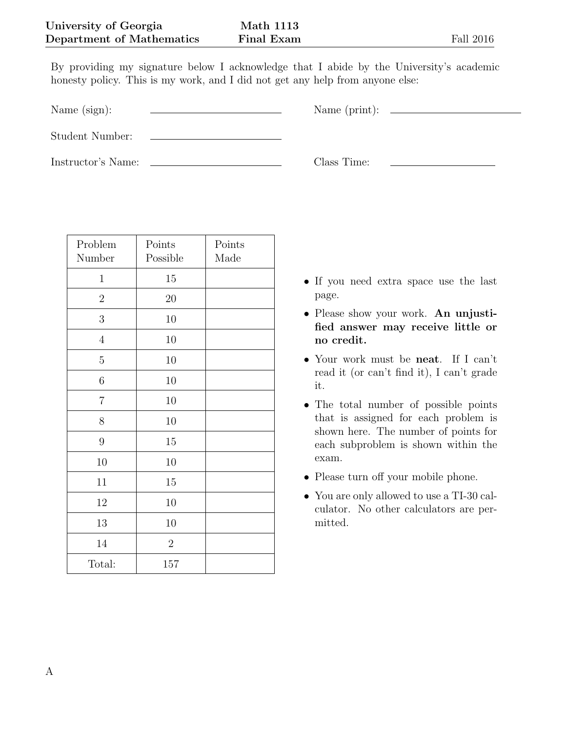**University of Georgia** **Math 1113** Fall 2016
**Department of Mathematics** **Final Exam**

By providing my signature below I acknowledge that I abide by the University's academic honesty policy. This is my work, and I did not get any help from anyone else:

Name (sign): ______________________ Name (print): ______________________

Student Number: ______________________

Instructor's Name: ______________________ Class Time: ________________

| Problem Number | Points Possible | Points Made |
|---|---|---|
| 1 | 15 | |
| 2 | 20 | |
| 3 | 10 | |
| 4 | 10 | |
| 5 | 10 | |
| 6 | 10 | |
| 7 | 10 | |
| 8 | 10 | |
| 9 | 15 | |
| 10 | 10 | |
| 11 | 15 | |
| 12 | 10 | |
| 13 | 10 | |
| 14 | 2 | |
| Total: | 157 | |

- If you need extra space use the last page.
- Please show your work. **An unjustified answer may receive little or no credit.**
- Your work must be **neat**. If I can't read it (or can't find it), I can't grade it.
- The total number of possible points that is assigned for each problem is shown here. The number of points for each subproblem is shown within the exam.
- Please turn off your mobile phone.
- You are only allowed to use a TI-30 calculator. No other calculators are permitted.

A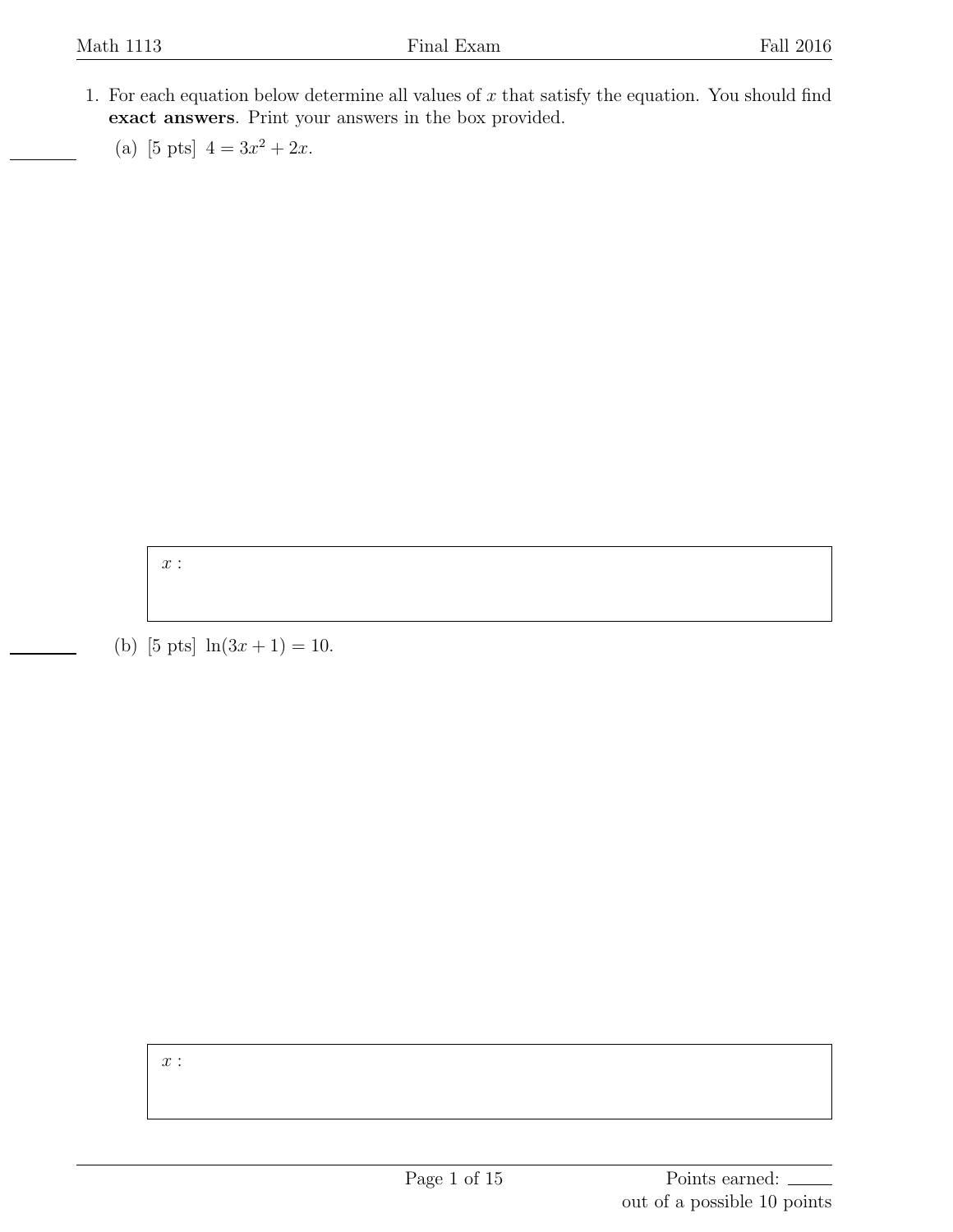1. For each equation below determine all values of $x$ that satisfy the equation. You should find **exact answers**. Print your answers in the box provided.

   (a) [5 pts] $4 = 3x^2 + 2x$.

   $x$ :

   (b) [5 pts] $\ln(3x + 1) = 10$.

   $x$ :

Points earned: \_\_\_\_\_\_ out of a possible 10 points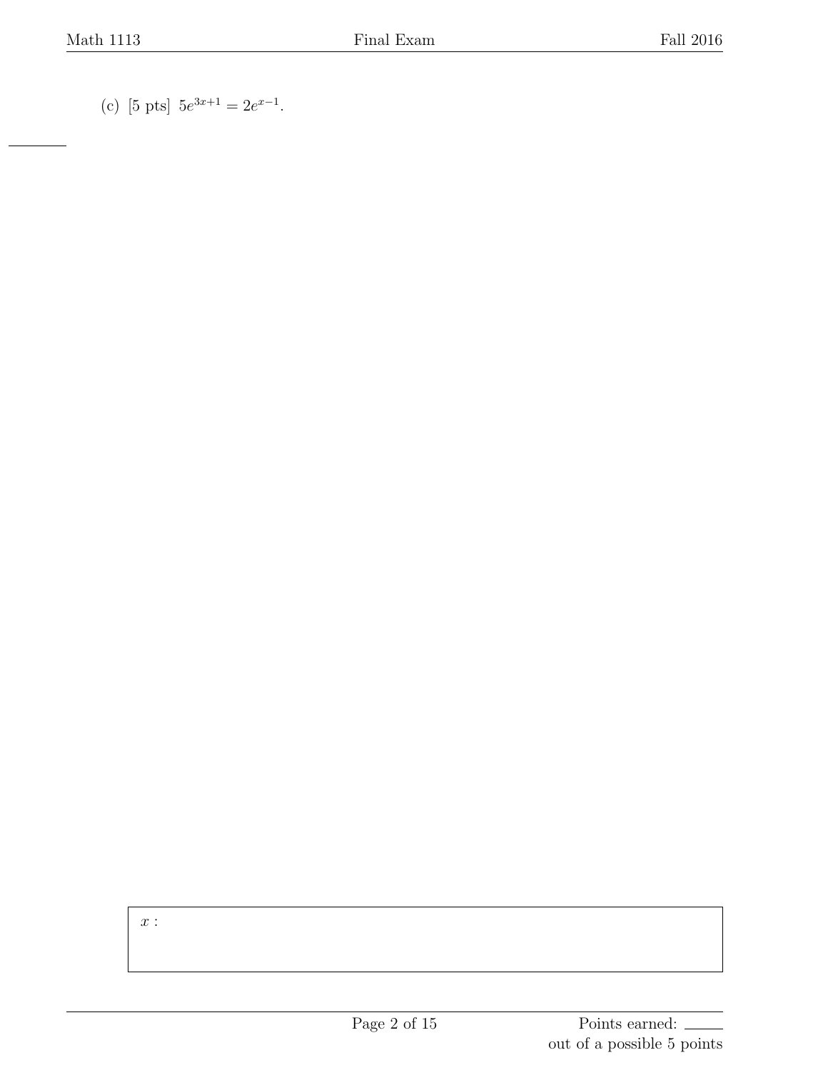(c) [5 pts] $5e^{3x+1} = 2e^{x-1}$.

$x$ :

Points earned: ______
out of a possible 5 points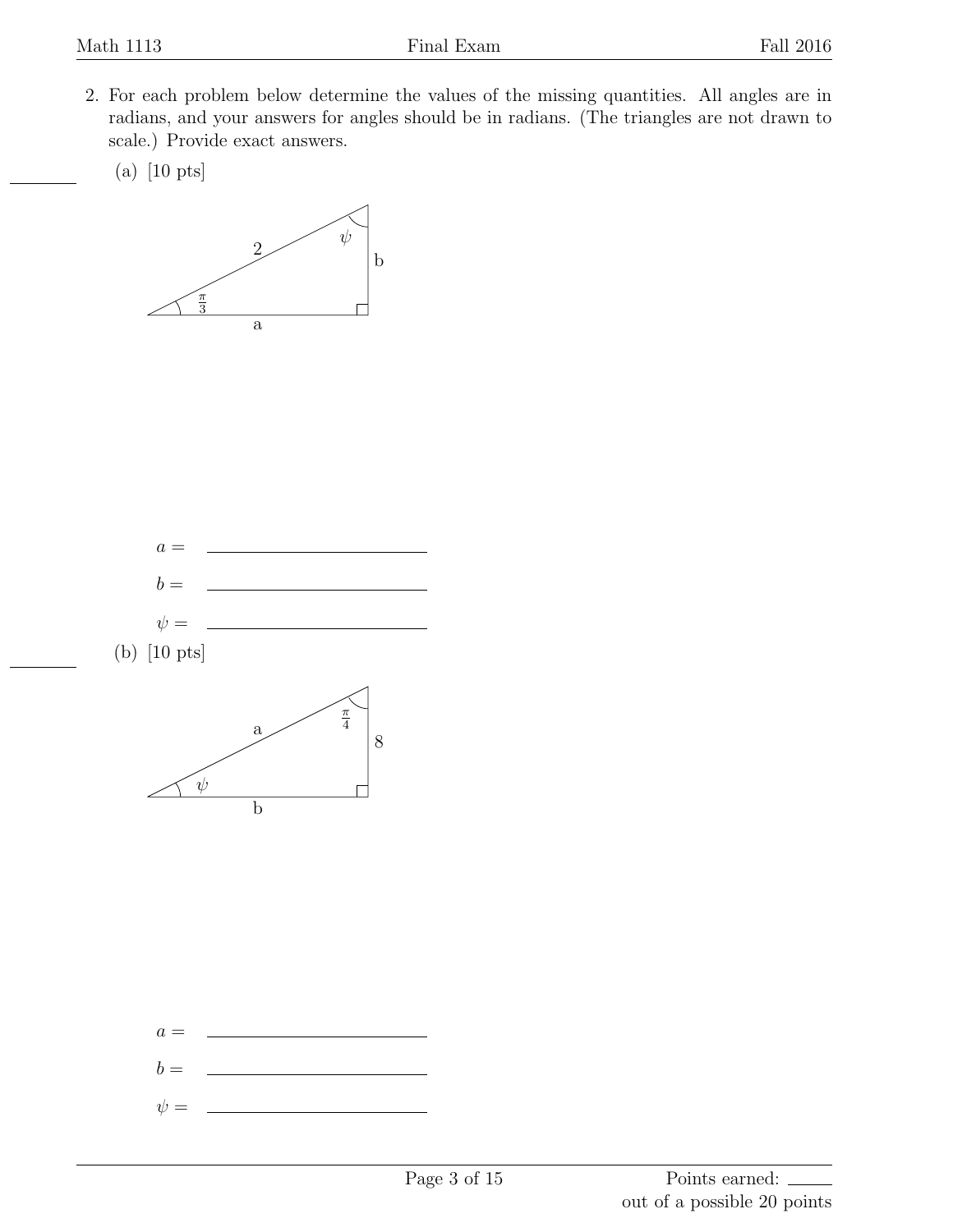2. For each problem below determine the values of the missing quantities. All angles are in radians, and your answers for angles should be in radians. (The triangles are not drawn to scale.) Provide exact answers.

(a) [10 pts]

$a =$ ______________________

$b =$ ______________________

$\psi =$ ______________________

(b) [10 pts]

$a =$ ______________________

$b =$ ______________________

$\psi =$ ______________________

Points earned: ______ out of a possible 20 points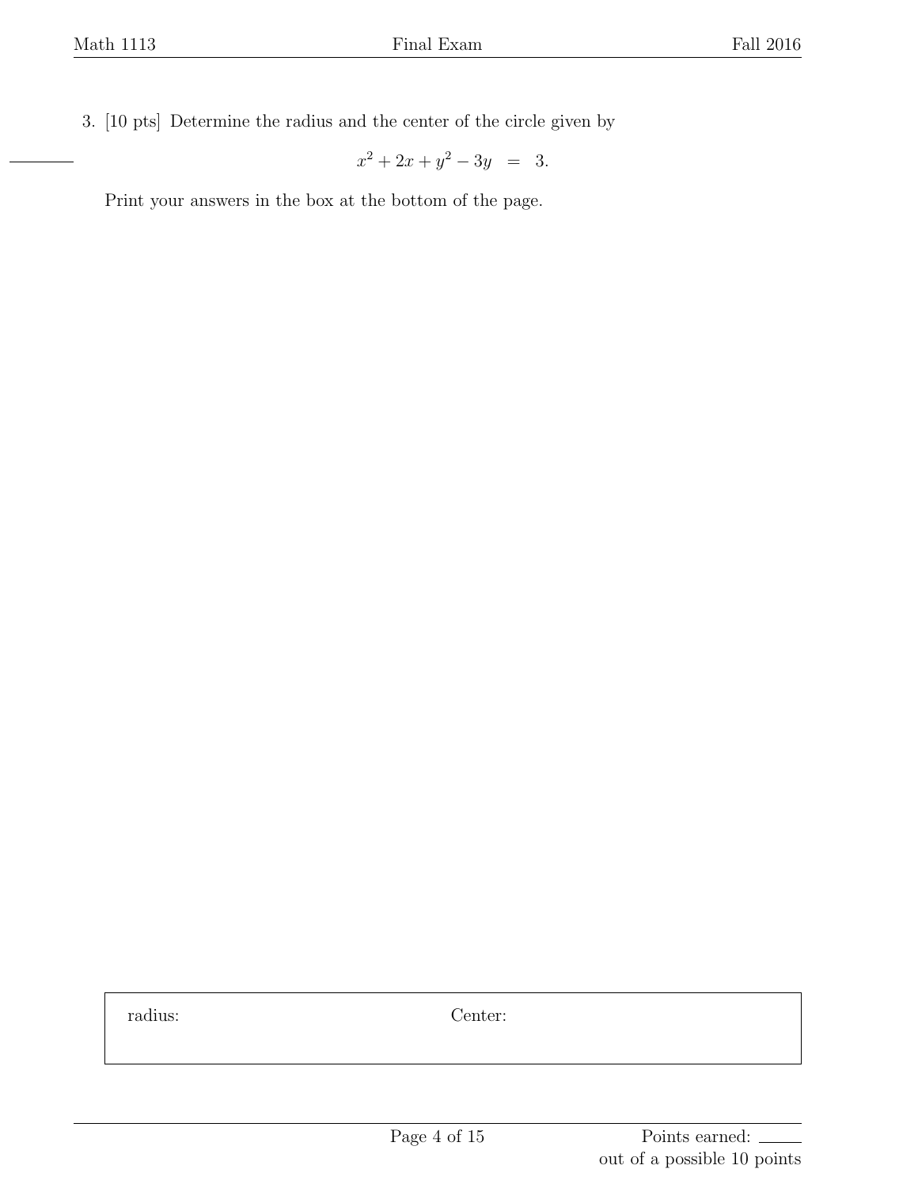3. [10 pts] Determine the radius and the center of the circle given by

$$x^2 + 2x + y^2 - 3y = 3.$$

Print your answers in the box at the bottom of the page.

| radius: | Center: |
|---|---|
| | |

Points earned: \_\_\_\_\_ out of a possible 10 points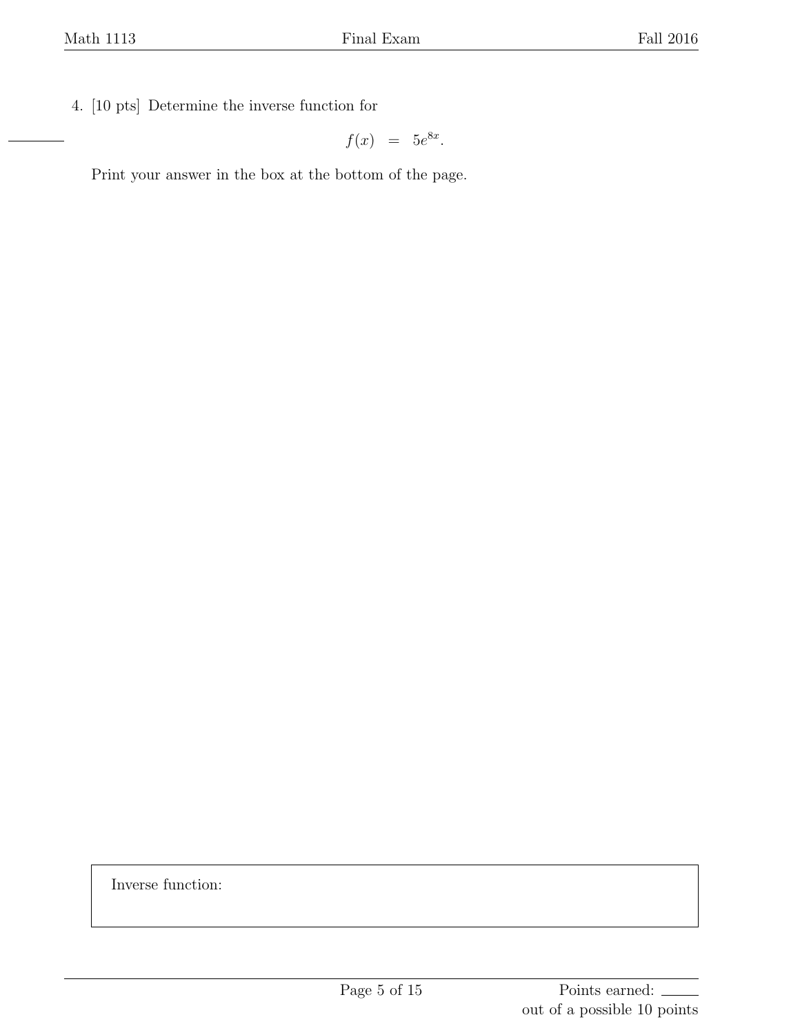4. [10 pts] Determine the inverse function for

$$f(x) \;=\; 5e^{8x}.$$

Print your answer in the box at the bottom of the page.

| Inverse function: |
|---|
| |

Points earned: ______ out of a possible 10 points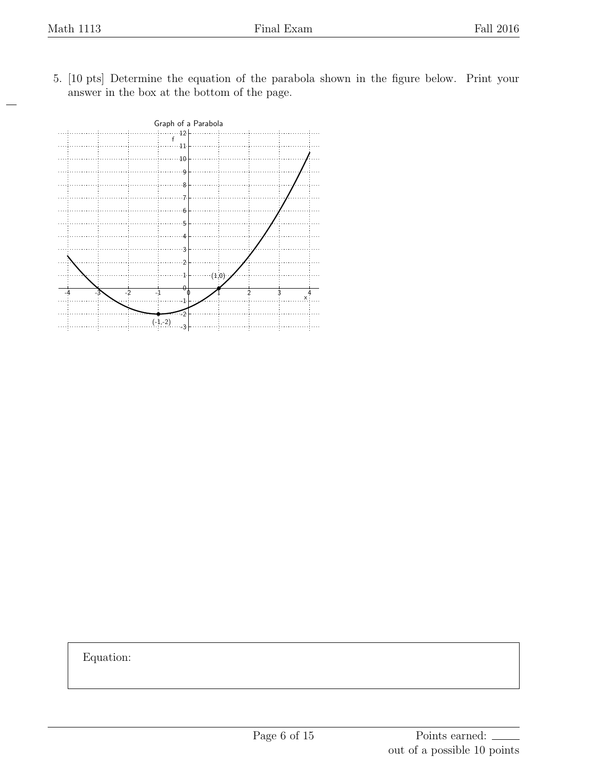5. [10 pts] Determine the equation of the parabola shown in the figure below. Print your answer in the box at the bottom of the page.

Graph of a Parabola

Equation: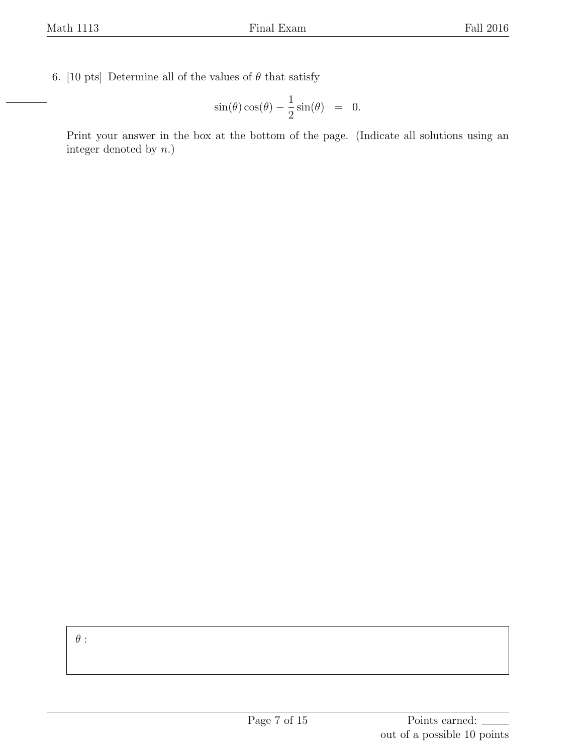6. [10 pts] Determine all of the values of $\theta$ that satisfy

$$\sin(\theta)\cos(\theta) - \frac{1}{2}\sin(\theta) \;\; = \;\; 0.$$

Print your answer in the box at the bottom of the page. (Indicate all solutions using an integer denoted by $n$.)

$\theta$ :

Points earned: \_\_\_\_\_ out of a possible 10 points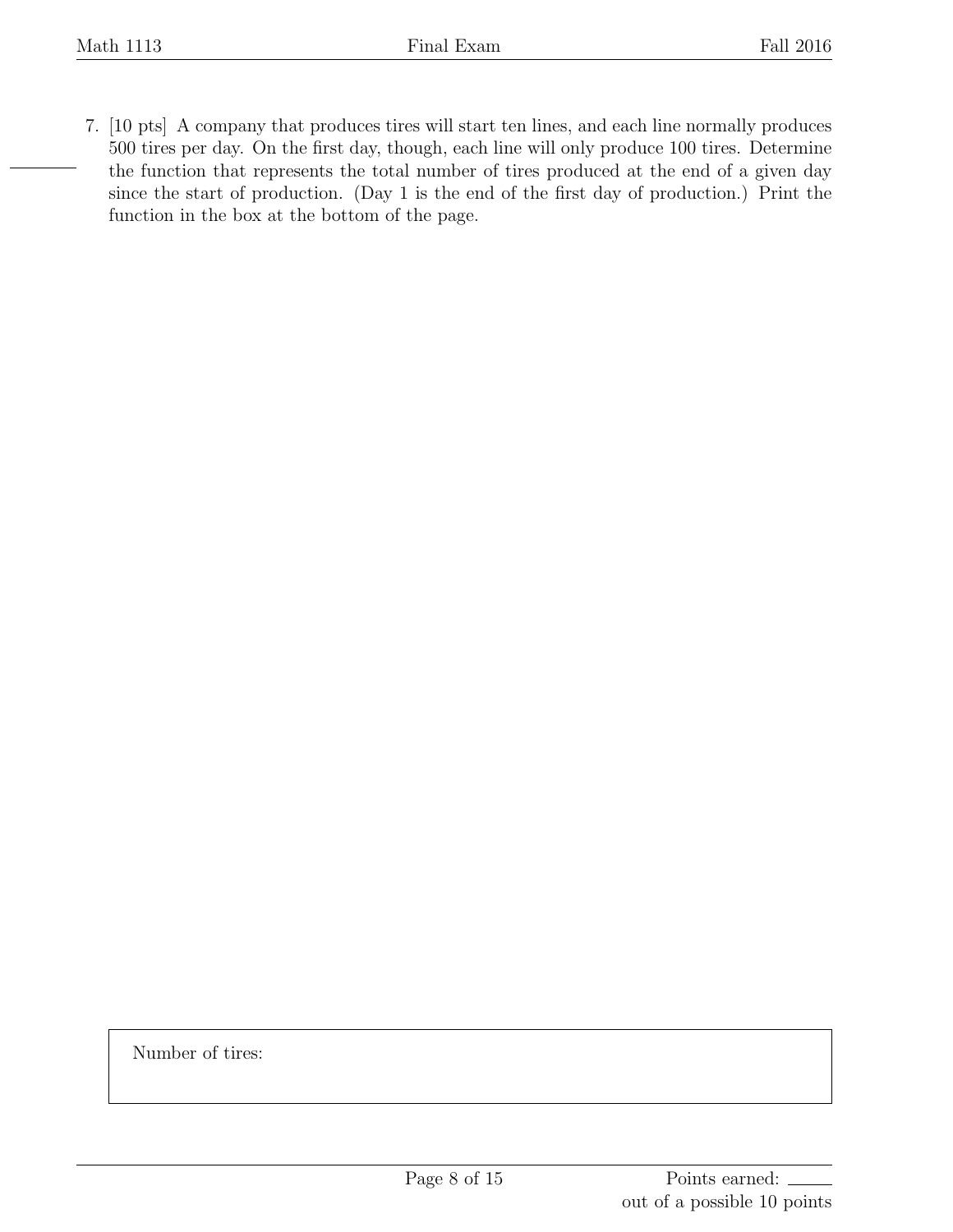7. [10 pts] A company that produces tires will start ten lines, and each line normally produces 500 tires per day. On the first day, though, each line will only produce 100 tires. Determine the function that represents the total number of tires produced at the end of a given day since the start of production. (Day 1 is the end of the first day of production.) Print the function in the box at the bottom of the page.

| Number of tires: |
|---|
| |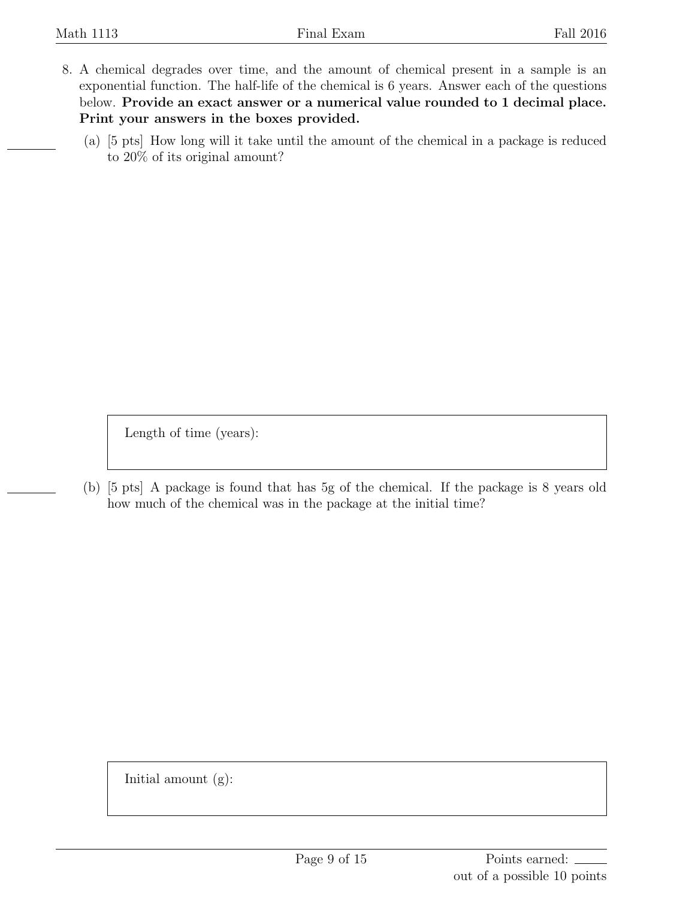8. A chemical degrades over time, and the amount of chemical present in a sample is an exponential function. The half-life of the chemical is 6 years. Answer each of the questions below. **Provide an exact answer or a numerical value rounded to 1 decimal place. Print your answers in the boxes provided.**

   (a) [5 pts] How long will it take until the amount of the chemical in a package is reduced to 20% of its original amount?

   Length of time (years):

   (b) [5 pts] A package is found that has 5g of the chemical. If the package is 8 years old how much of the chemical was in the package at the initial time?

   Initial amount (g):

Points earned: ______
out of a possible 10 points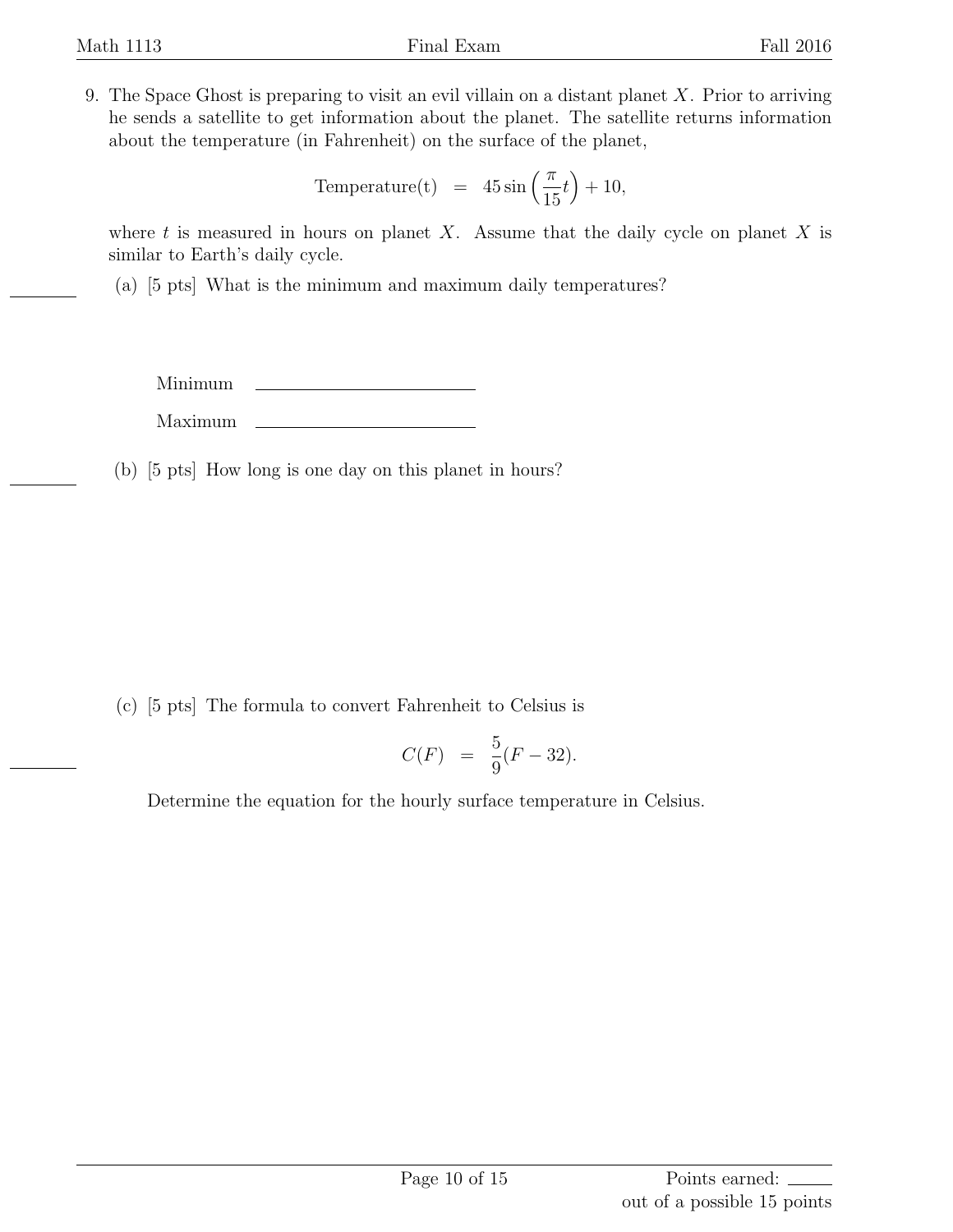9. The Space Ghost is preparing to visit an evil villain on a distant planet $X$. Prior to arriving he sends a satellite to get information about the planet. The satellite returns information about the temperature (in Fahrenheit) on the surface of the planet,

$$\text{Temperature(t)} \;=\; 45\sin\left(\frac{\pi}{15}t\right) + 10,$$

where $t$ is measured in hours on planet $X$. Assume that the daily cycle on planet $X$ is similar to Earth's daily cycle.

(a) [5 pts] What is the minimum and maximum daily temperatures?

Minimum \_\_\_\_\_\_\_\_\_\_\_\_\_\_\_\_\_\_\_\_

Maximum \_\_\_\_\_\_\_\_\_\_\_\_\_\_\_\_\_\_\_\_

(b) [5 pts] How long is one day on this planet in hours?

(c) [5 pts] The formula to convert Fahrenheit to Celsius is

$$C(F) \;=\; \frac{5}{9}(F - 32).$$

Determine the equation for the hourly surface temperature in Celsius.

Points earned: \_\_\_\_\_ out of a possible 15 points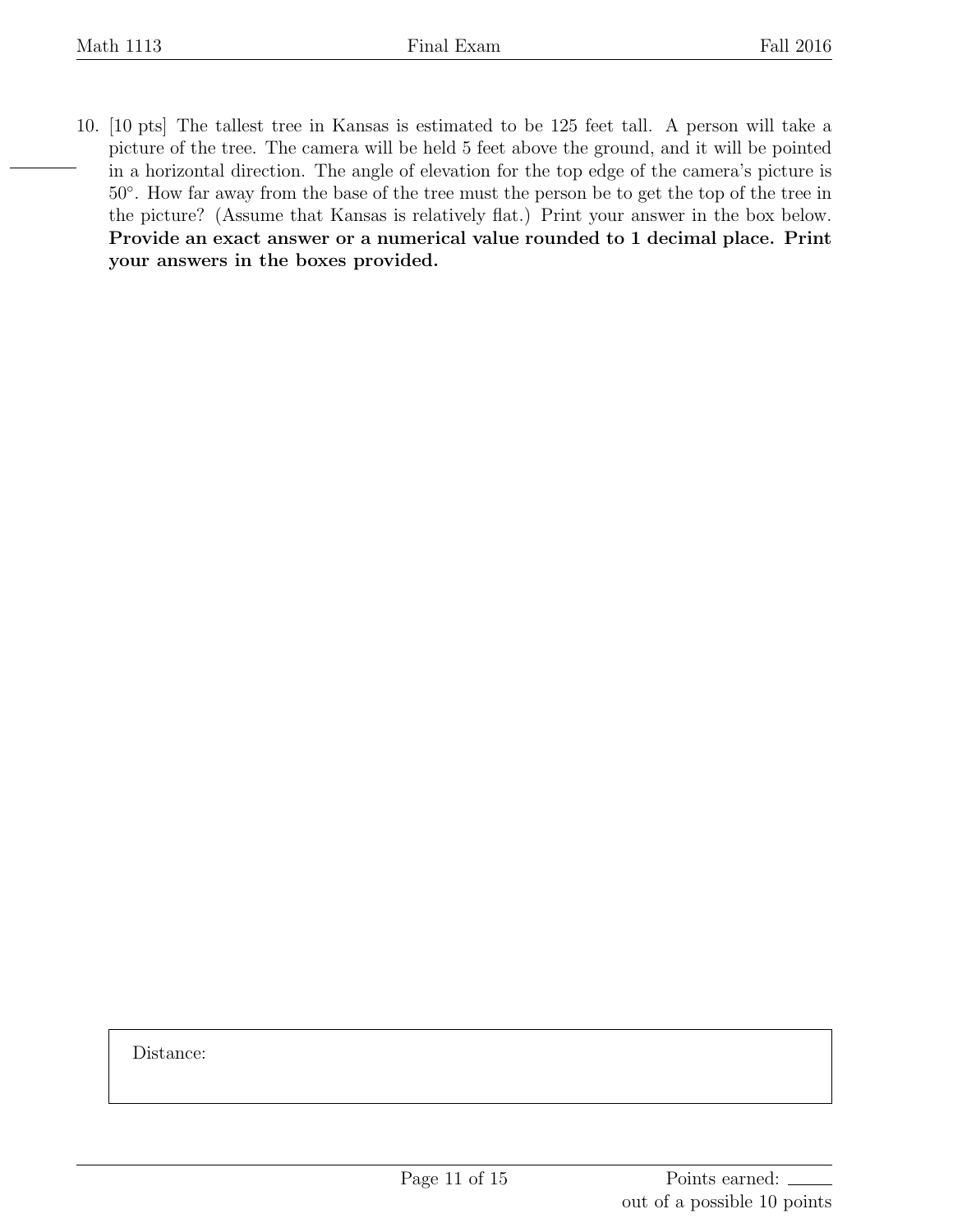10. [10 pts] The tallest tree in Kansas is estimated to be 125 feet tall. A person will take a picture of the tree. The camera will be held 5 feet above the ground, and it will be pointed in a horizontal direction. The angle of elevation for the top edge of the camera's picture is $50^\circ$. How far away from the base of the tree must the person be to get the top of the tree in the picture? (Assume that Kansas is relatively flat.) Print your answer in the box below. **Provide an exact answer or a numerical value rounded to 1 decimal place. Print your answers in the boxes provided.**

| Distance: |
|---|
| |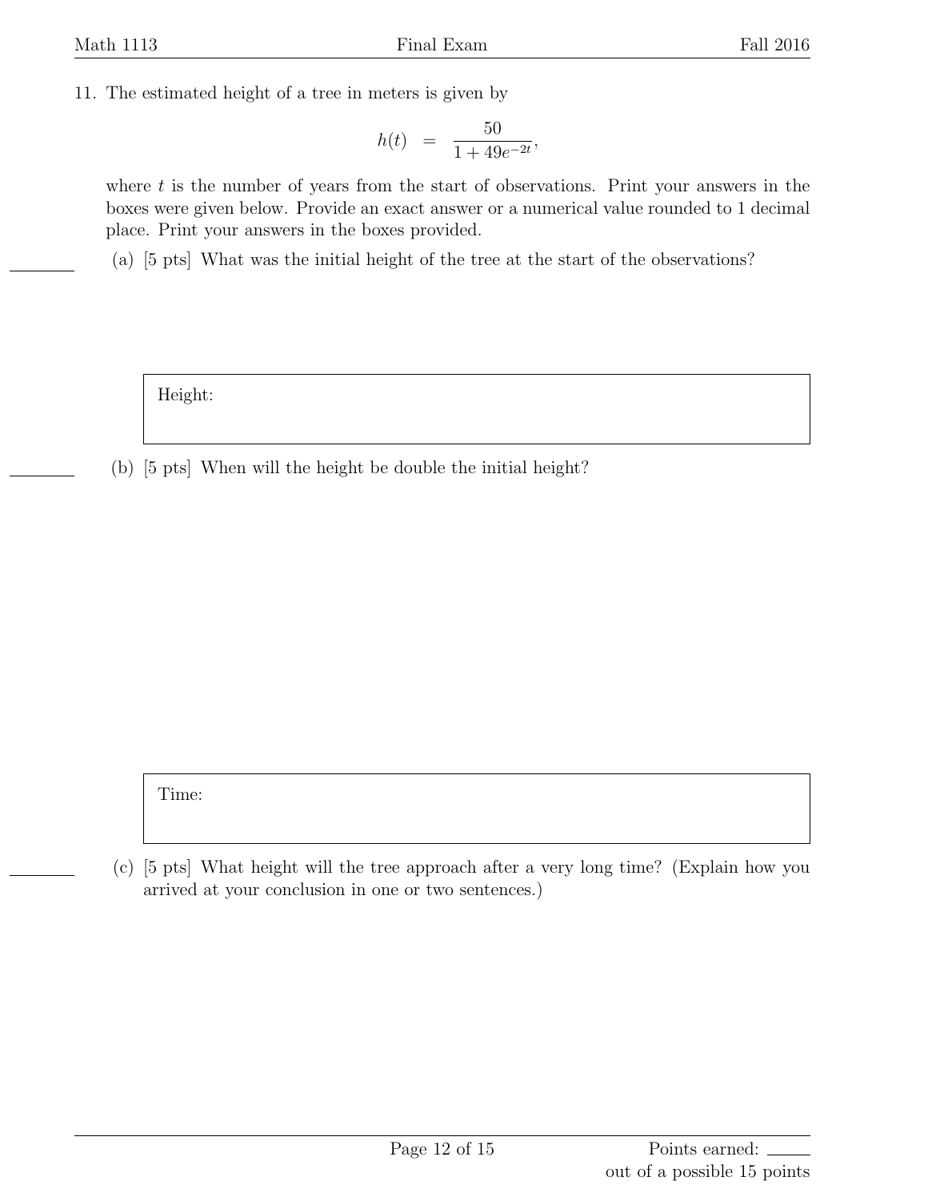11. The estimated height of a tree in meters is given by

$$h(t) \;=\; \frac{50}{1 + 49e^{-2t}},$$

where $t$ is the number of years from the start of observations. Print your answers in the boxes were given below. Provide an exact answer or a numerical value rounded to 1 decimal place. Print your answers in the boxes provided.

(a) [5 pts] What was the initial height of the tree at the start of the observations?

Height:

(b) [5 pts] When will the height be double the initial height?

Time:

(c) [5 pts] What height will the tree approach after a very long time? (Explain how you arrived at your conclusion in one or two sentences.)

Points earned: \_\_\_\_\_ out of a possible 15 points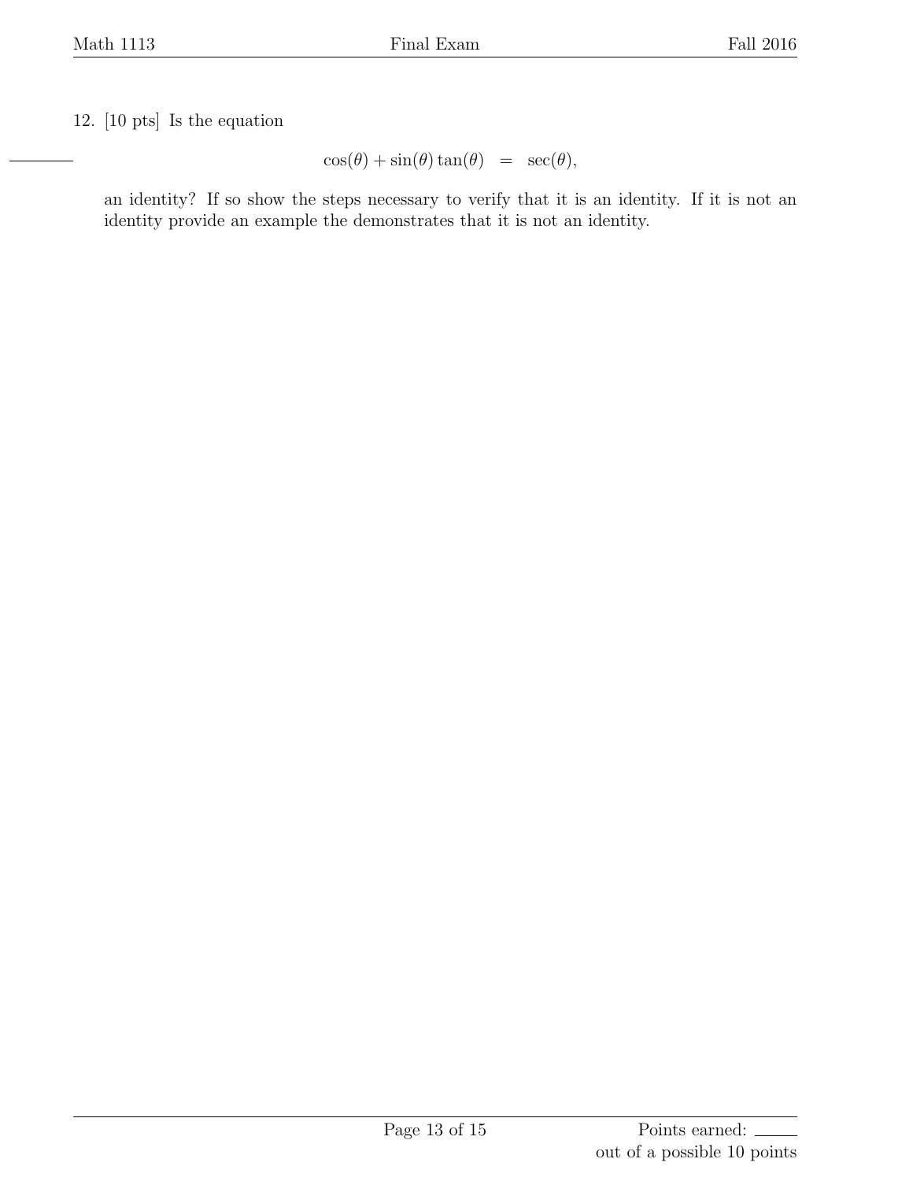12. [10 pts] Is the equation

$$\cos(\theta) + \sin(\theta)\tan(\theta) \;\; = \;\; \sec(\theta),$$

an identity? If so show the steps necessary to verify that it is an identity. If it is not an identity provide an example the demonstrates that it is not an identity.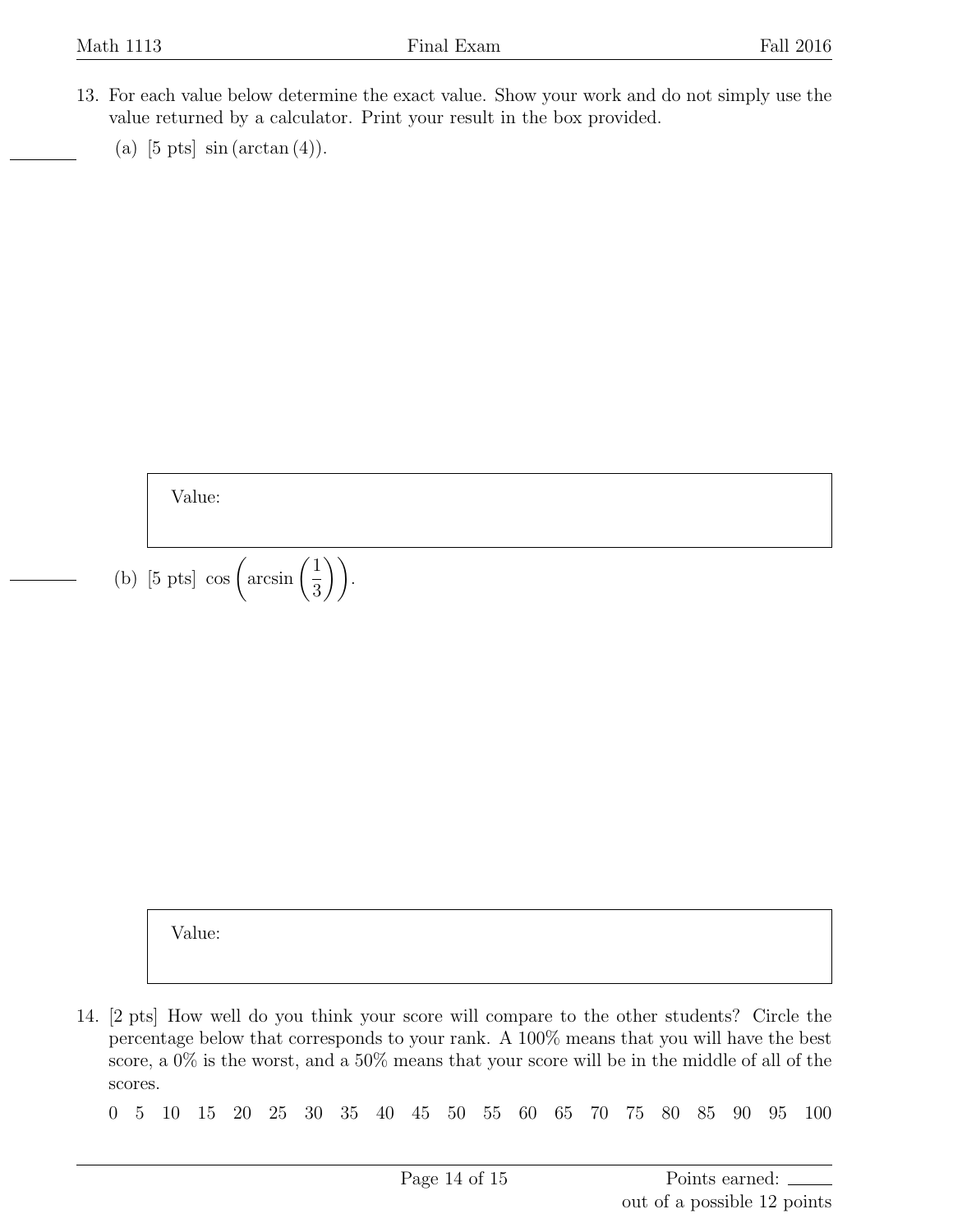13. For each value below determine the exact value. Show your work and do not simply use the value returned by a calculator. Print your result in the box provided.

    (a) [5 pts] $\sin(\arctan(4))$.

    Value:

    (b) [5 pts] $\cos\left(\arcsin\left(\frac{1}{3}\right)\right)$.

    Value:

14. [2 pts] How well do you think your score will compare to the other students? Circle the percentage below that corresponds to your rank. A 100% means that you will have the best score, a 0% is the worst, and a 50% means that your score will be in the middle of all of the scores.

    0 5 10 15 20 25 30 35 40 45 50 55 60 65 70 75 80 85 90 95 100

Points earned: ______ out of a possible 12 points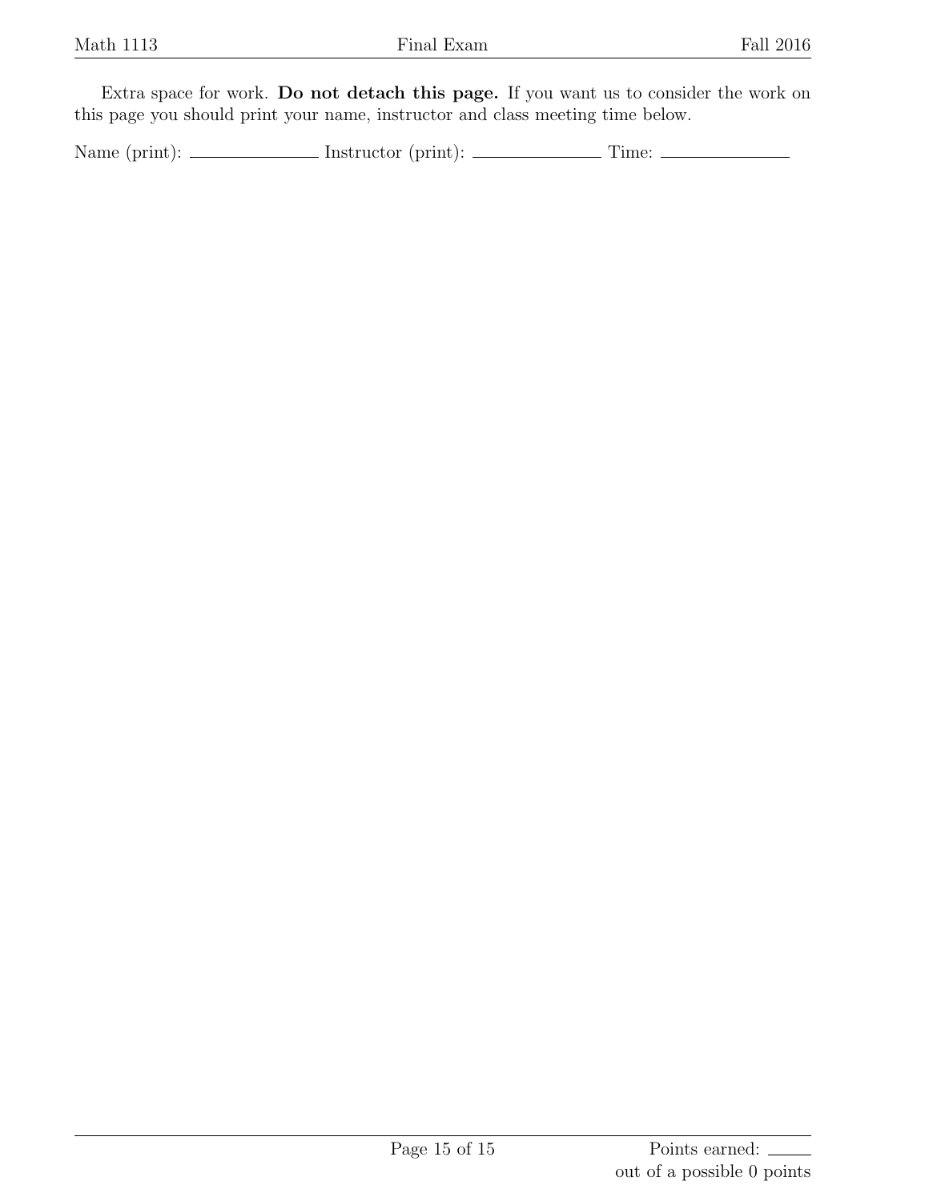Extra space for work. **Do not detach this page.** If you want us to consider the work on this page you should print your name, instructor and class meeting time below.

Name (print): \_\_\_\_\_\_\_\_\_\_\_\_\_\_ Instructor (print): \_\_\_\_\_\_\_\_\_\_\_\_\_\_ Time: \_\_\_\_\_\_\_\_\_\_\_\_\_\_

Points earned: \_\_\_\_\_
out of a possible 0 points